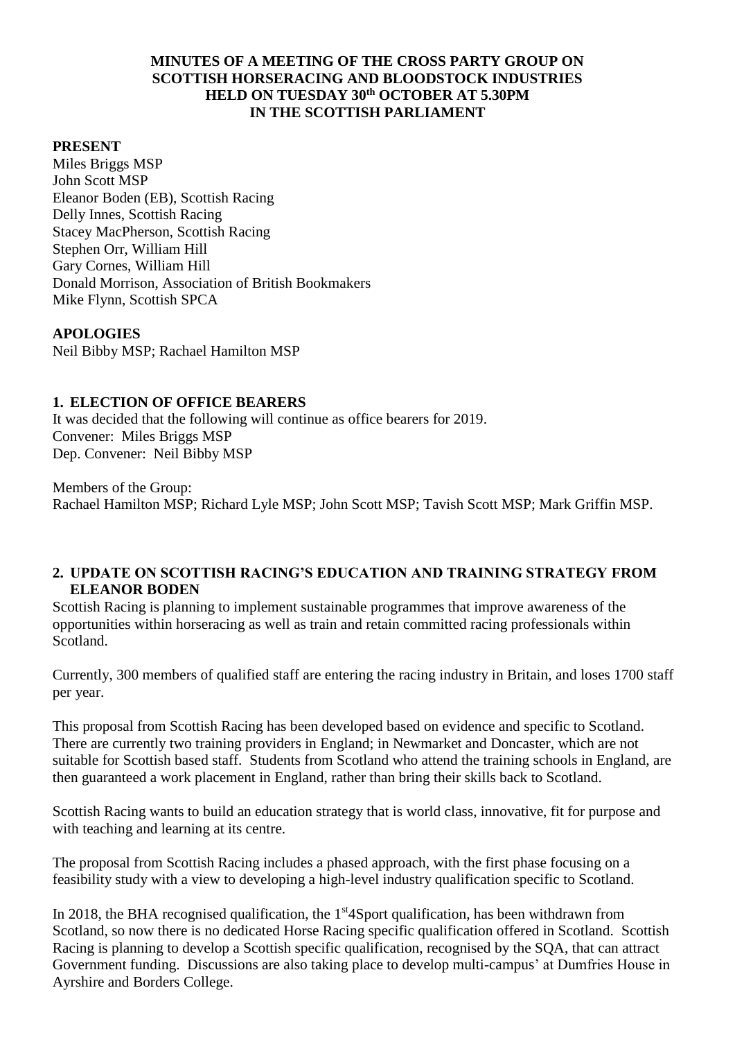**MINUTES OF A MEETING OF THE CROSS PARTY GROUP ON SCOTTISH HORSERACING AND BLOODSTOCK INDUSTRIES HELD ON TUESDAY 30th OCTOBER AT 5.30PM IN THE SCOTTISH PARLIAMENT**

**PRESENT**

Miles Briggs MSP
John Scott MSP
Eleanor Boden (EB), Scottish Racing
Delly Innes, Scottish Racing
Stacey MacPherson, Scottish Racing
Stephen Orr, William Hill
Gary Cornes, William Hill
Donald Morrison, Association of British Bookmakers
Mike Flynn, Scottish SPCA

**APOLOGIES**

Neil Bibby MSP; Rachael Hamilton MSP

**1. ELECTION OF OFFICE BEARERS**

It was decided that the following will continue as office bearers for 2019.
Convener: Miles Briggs MSP
Dep. Convener: Neil Bibby MSP

Members of the Group:
Rachael Hamilton MSP; Richard Lyle MSP; John Scott MSP; Tavish Scott MSP; Mark Griffin MSP.

**2. UPDATE ON SCOTTISH RACING'S EDUCATION AND TRAINING STRATEGY FROM ELEANOR BODEN**

Scottish Racing is planning to implement sustainable programmes that improve awareness of the opportunities within horseracing as well as train and retain committed racing professionals within Scotland.

Currently, 300 members of qualified staff are entering the racing industry in Britain, and loses 1700 staff per year.

This proposal from Scottish Racing has been developed based on evidence and specific to Scotland. There are currently two training providers in England; in Newmarket and Doncaster, which are not suitable for Scottish based staff. Students from Scotland who attend the training schools in England, are then guaranteed a work placement in England, rather than bring their skills back to Scotland.

Scottish Racing wants to build an education strategy that is world class, innovative, fit for purpose and with teaching and learning at its centre.

The proposal from Scottish Racing includes a phased approach, with the first phase focusing on a feasibility study with a view to developing a high-level industry qualification specific to Scotland.

In 2018, the BHA recognised qualification, the 1st4Sport qualification, has been withdrawn from Scotland, so now there is no dedicated Horse Racing specific qualification offered in Scotland. Scottish Racing is planning to develop a Scottish specific qualification, recognised by the SQA, that can attract Government funding. Discussions are also taking place to develop multi-campus' at Dumfries House in Ayrshire and Borders College.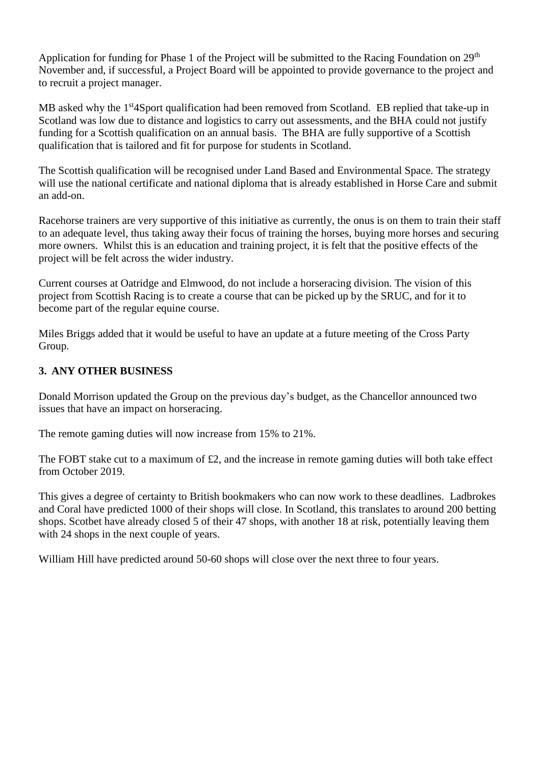Application for funding for Phase 1 of the Project will be submitted to the Racing Foundation on 29th November and, if successful, a Project Board will be appointed to provide governance to the project and to recruit a project manager.

MB asked why the 1st4Sport qualification had been removed from Scotland. EB replied that take-up in Scotland was low due to distance and logistics to carry out assessments, and the BHA could not justify funding for a Scottish qualification on an annual basis. The BHA are fully supportive of a Scottish qualification that is tailored and fit for purpose for students in Scotland.

The Scottish qualification will be recognised under Land Based and Environmental Space. The strategy will use the national certificate and national diploma that is already established in Horse Care and submit an add-on.

Racehorse trainers are very supportive of this initiative as currently, the onus is on them to train their staff to an adequate level, thus taking away their focus of training the horses, buying more horses and securing more owners. Whilst this is an education and training project, it is felt that the positive effects of the project will be felt across the wider industry.

Current courses at Oatridge and Elmwood, do not include a horseracing division. The vision of this project from Scottish Racing is to create a course that can be picked up by the SRUC, and for it to become part of the regular equine course.

Miles Briggs added that it would be useful to have an update at a future meeting of the Cross Party Group.

## 3. ANY OTHER BUSINESS

Donald Morrison updated the Group on the previous day's budget, as the Chancellor announced two issues that have an impact on horseracing.

The remote gaming duties will now increase from 15% to 21%.

The FOBT stake cut to a maximum of £2, and the increase in remote gaming duties will both take effect from October 2019.

This gives a degree of certainty to British bookmakers who can now work to these deadlines. Ladbrokes and Coral have predicted 1000 of their shops will close. In Scotland, this translates to around 200 betting shops. Scotbet have already closed 5 of their 47 shops, with another 18 at risk, potentially leaving them with 24 shops in the next couple of years.

William Hill have predicted around 50-60 shops will close over the next three to four years.